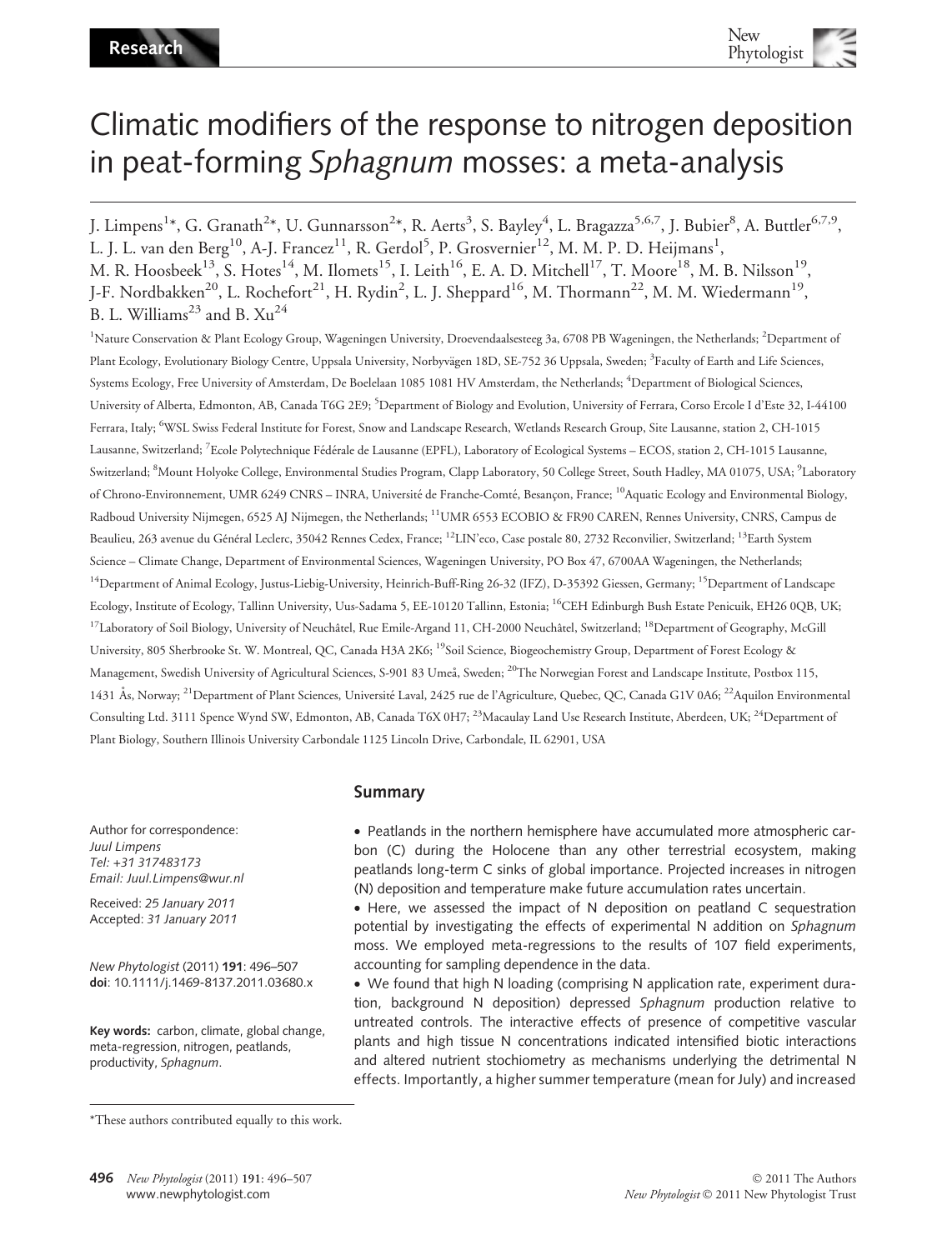# Climatic modifiers of the response to nitrogen deposition in peat-forming *Sphagnum* mosses: a meta-analysis

J. Limpens[1]*, G. Granath[2]*, U. Gunnarsson[2]*, R. Aerts[3], S. Bayley[4], L. Bragazza[5,6,7], J. Bubier[8], A. Buttler[6,7,9], L. J. L. van den Berg[10], A-J. Francez[11], R. Gerdol[5], P. Grosvernier[12], M. M. P. D. Heijmans[1], M. R. Hoosbeek[13], S. Hotes[14], M. Ilomets[15], I. Leith[16], E. A. D. Mitchell[17], T. Moore[18], M. B. Nilsson[19], J-F. Nordbakken[20], L. Rochefort[21], H. Rydin[2], L. J. Sheppard[16], M. Thormann[22], M. M. Wiedermann[19], B. L. Williams[23] and B. Xu[24]

[1]Nature Conservation & Plant Ecology Group, Wageningen University, Droevendaalsesteeg 3a, 6708 PB Wageningen, the Netherlands; [2]Department of Plant Ecology, Evolutionary Biology Centre, Uppsala University, Norbyvägen 18D, SE-752 36 Uppsala, Sweden; [3]Faculty of Earth and Life Sciences, Systems Ecology, Free University of Amsterdam, De Boelelaan 1085 1081 HV Amsterdam, the Netherlands; [4]Department of Biological Sciences, University of Alberta, Edmonton, AB, Canada T6G 2E9; [5]Department of Biology and Evolution, University of Ferrara, Corso Ercole I d'Este 32, I-44100 Ferrara, Italy; [6]WSL Swiss Federal Institute for Forest, Snow and Landscape Research, Wetlands Research Group, Site Lausanne, station 2, CH-1015 Lausanne, Switzerland; [7]Ecole Polytechnique Fédérale de Lausanne (EPFL), Laboratory of Ecological Systems – ECOS, station 2, CH-1015 Lausanne, Switzerland; [8]Mount Holyoke College, Environmental Studies Program, Clapp Laboratory, 50 College Street, South Hadley, MA 01075, USA; [9]Laboratory of Chrono-Environnement, UMR 6249 CNRS – INRA, Université de Franche-Comté, Besançon, France; [10]Aquatic Ecology and Environmental Biology, Radboud University Nijmegen, 6525 AJ Nijmegen, the Netherlands; [11]UMR 6553 ECOBIO & FR90 CAREN, Rennes University, CNRS, Campus de Beaulieu, 263 avenue du Général Leclerc, 35042 Rennes Cedex, France; [12]LIN'eco, Case postale 80, 2732 Reconvilier, Switzerland; [13]Earth System Science – Climate Change, Department of Environmental Sciences, Wageningen University, PO Box 47, 6700AA Wageningen, the Netherlands; [14]Department of Animal Ecology, Justus-Liebig-University, Heinrich-Buff-Ring 26-32 (IFZ), D-35392 Giessen, Germany; [15]Department of Landscape Ecology, Institute of Ecology, Tallinn University, Uus-Sadama 5, EE-10120 Tallinn, Estonia; [16]CEH Edinburgh Bush Estate Penicuik, EH26 0QB, UK; [17]Laboratory of Soil Biology, University of Neuchâtel, Rue Emile-Argand 11, CH-2000 Neuchâtel, Switzerland; [18]Department of Geography, McGill University, 805 Sherbrooke St. W. Montreal, QC, Canada H3A 2K6; [19]Soil Science, Biogeochemistry Group, Department of Forest Ecology & Management, Swedish University of Agricultural Sciences, S-901 83 Umeå, Sweden; [20]The Norwegian Forest and Landscape Institute, Postbox 115, 1431 Ås, Norway; [21]Department of Plant Sciences, Université Laval, 2425 rue de l'Agriculture, Quebec, QC, Canada G1V 0A6; [22]Aquilon Environmental Consulting Ltd. 3111 Spence Wynd SW, Edmonton, AB, Canada T6X 0H7; [23]Macaulay Land Use Research Institute, Aberdeen, UK; [24]Department of Plant Biology, Southern Illinois University Carbondale 1125 Lincoln Drive, Carbondale, IL 62901, USA

Author for correspondence:
*Juul Limpens*
*Tel: +31 317483173*
*Email: Juul.Limpens@wur.nl*

Received: *25 January 2011*
Accepted: *31 January 2011*

*New Phytologist* (2011) **191**: 496–507
**doi**: 10.1111/j.1469-8137.2011.03680.x

**Key words:** carbon, climate, global change, meta-regression, nitrogen, peatlands, productivity, *Sphagnum*.

## Summary

- Peatlands in the northern hemisphere have accumulated more atmospheric carbon (C) during the Holocene than any other terrestrial ecosystem, making peatlands long-term C sinks of global importance. Projected increases in nitrogen (N) deposition and temperature make future accumulation rates uncertain.
- Here, we assessed the impact of N deposition on peatland C sequestration potential by investigating the effects of experimental N addition on *Sphagnum* moss. We employed meta-regressions to the results of 107 field experiments, accounting for sampling dependence in the data.
- We found that high N loading (comprising N application rate, experiment duration, background N deposition) depressed *Sphagnum* production relative to untreated controls. The interactive effects of presence of competitive vascular plants and high tissue N concentrations indicated intensified biotic interactions and altered nutrient stochiometry as mechanisms underlying the detrimental N effects. Importantly, a higher summer temperature (mean for July) and increased

*These authors contributed equally to this work.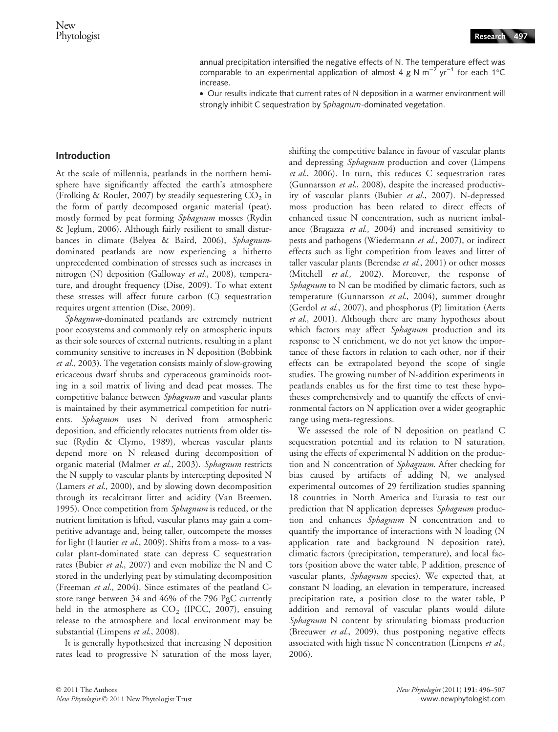annual precipitation intensified the negative effects of N. The temperature effect was comparable to an experimental application of almost 4 g N $m^{-2}$ $yr^{-1}$ for each 1°C increase.

- Our results indicate that current rates of N deposition in a warmer environment will strongly inhibit C sequestration by *Sphagnum*-dominated vegetation.

## Introduction

At the scale of millennia, peatlands in the northern hemisphere have significantly affected the earth's atmosphere (Frolking & Roulet, 2007) by steadily sequestering $CO_2$ in the form of partly decomposed organic material (peat), mostly formed by peat forming *Sphagnum* mosses (Rydin & Jeglum, 2006). Although fairly resilient to small disturbances in climate (Belyea & Baird, 2006), *Sphagnum*-dominated peatlands are now experiencing a hitherto unprecedented combination of stresses such as increases in nitrogen (N) deposition (Galloway *et al.*, 2008), temperature, and drought frequency (Dise, 2009). To what extent these stresses will affect future carbon (C) sequestration requires urgent attention (Dise, 2009).

*Sphagnum*-dominated peatlands are extremely nutrient poor ecosystems and commonly rely on atmospheric inputs as their sole sources of external nutrients, resulting in a plant community sensitive to increases in N deposition (Bobbink *et al.*, 2003). The vegetation consists mainly of slow-growing ericaceous dwarf shrubs and cyperaceous graminoids rooting in a soil matrix of living and dead peat mosses. The competitive balance between *Sphagnum* and vascular plants is maintained by their asymmetrical competition for nutrients. *Sphagnum* uses N derived from atmospheric deposition, and efficiently relocates nutrients from older tissue (Rydin & Clymo, 1989), whereas vascular plants depend more on N released during decomposition of organic material (Malmer *et al.*, 2003). *Sphagnum* restricts the N supply to vascular plants by intercepting deposited N (Lamers *et al.*, 2000), and by slowing down decomposition through its recalcitrant litter and acidity (Van Breemen, 1995). Once competition from *Sphagnum* is reduced, or the nutrient limitation is lifted, vascular plants may gain a competitive advantage and, being taller, outcompete the mosses for light (Hautier *et al.*, 2009). Shifts from a moss- to a vascular plant-dominated state can depress C sequestration rates (Bubier *et al.*, 2007) and even mobilize the N and C stored in the underlying peat by stimulating decomposition (Freeman *et al.*, 2004). Since estimates of the peatland C-store range between 34 and 46% of the 796 PgC currently held in the atmosphere as $CO_2$ (IPCC, 2007), ensuing release to the atmosphere and local environment may be substantial (Limpens *et al.*, 2008).

It is generally hypothesized that increasing N deposition rates lead to progressive N saturation of the moss layer, shifting the competitive balance in favour of vascular plants and depressing *Sphagnum* production and cover (Limpens *et al.*, 2006). In turn, this reduces C sequestration rates (Gunnarsson *et al.*, 2008), despite the increased productivity of vascular plants (Bubier *et al.*, 2007). N-depressed moss production has been related to direct effects of enhanced tissue N concentration, such as nutrient imbalance (Bragazza *et al.*, 2004) and increased sensitivity to pests and pathogens (Wiedermann *et al.*, 2007), or indirect effects such as light competition from leaves and litter of taller vascular plants (Berendse *et al.*, 2001) or other mosses (Mitchell *et al.*, 2002). Moreover, the response of *Sphagnum* to N can be modified by climatic factors, such as temperature (Gunnarsson *et al.*, 2004), summer drought (Gerdol *et al.*, 2007), and phosphorus (P) limitation (Aerts *et al.*, 2001). Although there are many hypotheses about which factors may affect *Sphagnum* production and its response to N enrichment, we do not yet know the importance of these factors in relation to each other, nor if their effects can be extrapolated beyond the scope of single studies. The growing number of N-addition experiments in peatlands enables us for the first time to test these hypotheses comprehensively and to quantify the effects of environmental factors on N application over a wider geographic range using meta-regressions.

We assessed the role of N deposition on peatland C sequestration potential and its relation to N saturation, using the effects of experimental N addition on the production and N concentration of *Sphagnum*. After checking for bias caused by artifacts of adding N, we analysed experimental outcomes of 29 fertilization studies spanning 18 countries in North America and Eurasia to test our prediction that N application depresses *Sphagnum* production and enhances *Sphagnum* N concentration and to quantify the importance of interactions with N loading (N application rate and background N deposition rate), climatic factors (precipitation, temperature), and local factors (position above the water table, P addition, presence of vascular plants, *Sphagnum* species). We expected that, at constant N loading, an elevation in temperature, increased precipitation rate, a position close to the water table, P addition and removal of vascular plants would dilute *Sphagnum* N content by stimulating biomass production (Breeuwer *et al.*, 2009), thus postponing negative effects associated with high tissue N concentration (Limpens *et al.*, 2006).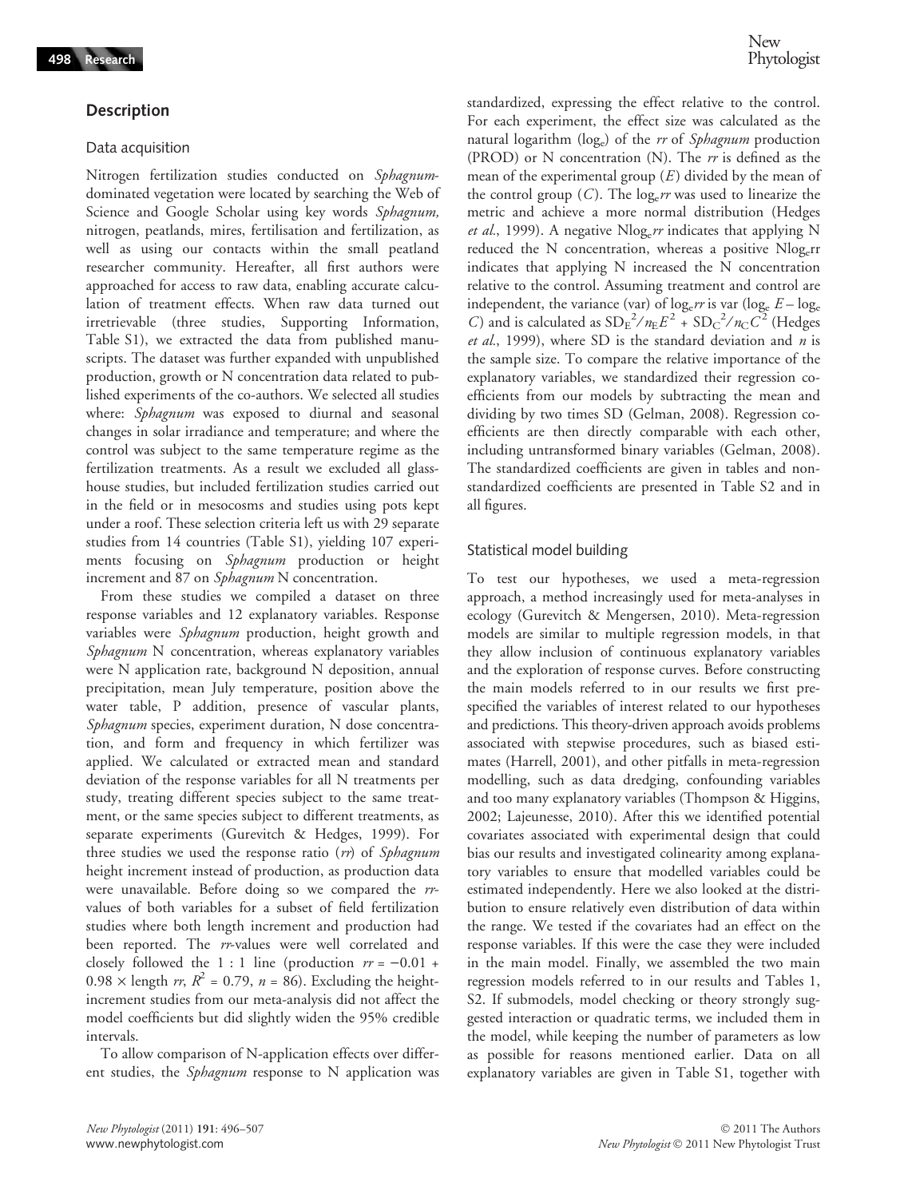## Description

### Data acquisition

Nitrogen fertilization studies conducted on *Sphagnum*-dominated vegetation were located by searching the Web of Science and Google Scholar using key words *Sphagnum,* nitrogen, peatlands, mires, fertilisation and fertilization, as well as using our contacts within the small peatland researcher community. Hereafter, all first authors were approached for access to raw data, enabling accurate calculation of treatment effects. When raw data turned out irretrievable (three studies, Supporting Information, Table S1), we extracted the data from published manuscripts. The dataset was further expanded with unpublished production, growth or N concentration data related to published experiments of the co-authors. We selected all studies where: *Sphagnum* was exposed to diurnal and seasonal changes in solar irradiance and temperature; and where the control was subject to the same temperature regime as the fertilization treatments. As a result we excluded all glasshouse studies, but included fertilization studies carried out in the field or in mesocosms and studies using pots kept under a roof. These selection criteria left us with 29 separate studies from 14 countries (Table S1), yielding 107 experiments focusing on *Sphagnum* production or height increment and 87 on *Sphagnum* N concentration.

From these studies we compiled a dataset on three response variables and 12 explanatory variables. Response variables were *Sphagnum* production, height growth and *Sphagnum* N concentration, whereas explanatory variables were N application rate, background N deposition, annual precipitation, mean July temperature, position above the water table, P addition, presence of vascular plants, *Sphagnum* species, experiment duration, N dose concentration, and form and frequency in which fertilizer was applied. We calculated or extracted mean and standard deviation of the response variables for all N treatments per study, treating different species subject to the same treatment, or the same species subject to different treatments, as separate experiments (Gurevitch & Hedges, 1999). For three studies we used the response ratio (*rr*) of *Sphagnum* height increment instead of production, as production data were unavailable. Before doing so we compared the *rr*-values of both variables for a subset of field fertilization studies where both length increment and production had been reported. The *rr*-values were well correlated and closely followed the 1 : 1 line (production $rr = -0.01 + 0.98 \times$ length *rr*, $R^2 = 0.79$, $n = 86$). Excluding the height-increment studies from our meta-analysis did not affect the model coefficients but did slightly widen the 95% credible intervals.

To allow comparison of N-application effects over different studies, the *Sphagnum* response to N application was standardized, expressing the effect relative to the control. For each experiment, the effect size was calculated as the natural logarithm ($\log_e$) of the *rr* of *Sphagnum* production (PROD) or N concentration (N). The *rr* is defined as the mean of the experimental group ($E$) divided by the mean of the control group ($C$). The $\log_e rr$ was used to linearize the metric and achieve a more normal distribution (Hedges *et al.*, 1999). A negative $\text{N}\log_e rr$ indicates that applying N reduced the N concentration, whereas a positive $\text{N}\log_e$rr indicates that applying N increased the N concentration relative to the control. Assuming treatment and control are independent, the variance (var) of $\log_e rr$ is var ($\log_e E - \log_e C$) and is calculated as $\text{SD}_E^2/n_E E^2 + \text{SD}_C^2/n_C C^2$ (Hedges *et al.*, 1999), where SD is the standard deviation and $n$ is the sample size. To compare the relative importance of the explanatory variables, we standardized their regression coefficients from our models by subtracting the mean and dividing by two times SD (Gelman, 2008). Regression coefficients are then directly comparable with each other, including untransformed binary variables (Gelman, 2008). The standardized coefficients are given in tables and non-standardized coefficients are presented in Table S2 and in all figures.

### Statistical model building

To test our hypotheses, we used a meta-regression approach, a method increasingly used for meta-analyses in ecology (Gurevitch & Mengersen, 2010). Meta-regression models are similar to multiple regression models, in that they allow inclusion of continuous explanatory variables and the exploration of response curves. Before constructing the main models referred to in our results we first pre-specified the variables of interest related to our hypotheses and predictions. This theory-driven approach avoids problems associated with stepwise procedures, such as biased estimates (Harrell, 2001), and other pitfalls in meta-regression modelling, such as data dredging, confounding variables and too many explanatory variables (Thompson & Higgins, 2002; Lajeunesse, 2010). After this we identified potential covariates associated with experimental design that could bias our results and investigated colinearity among explanatory variables to ensure that modelled variables could be estimated independently. Here we also looked at the distribution to ensure relatively even distribution of data within the range. We tested if the covariates had an effect on the response variables. If this were the case they were included in the main model. Finally, we assembled the two main regression models referred to in our results and Tables 1, S2. If submodels, model checking or theory strongly suggested interaction or quadratic terms, we included them in the model, while keeping the number of parameters as low as possible for reasons mentioned earlier. Data on all explanatory variables are given in Table S1, together with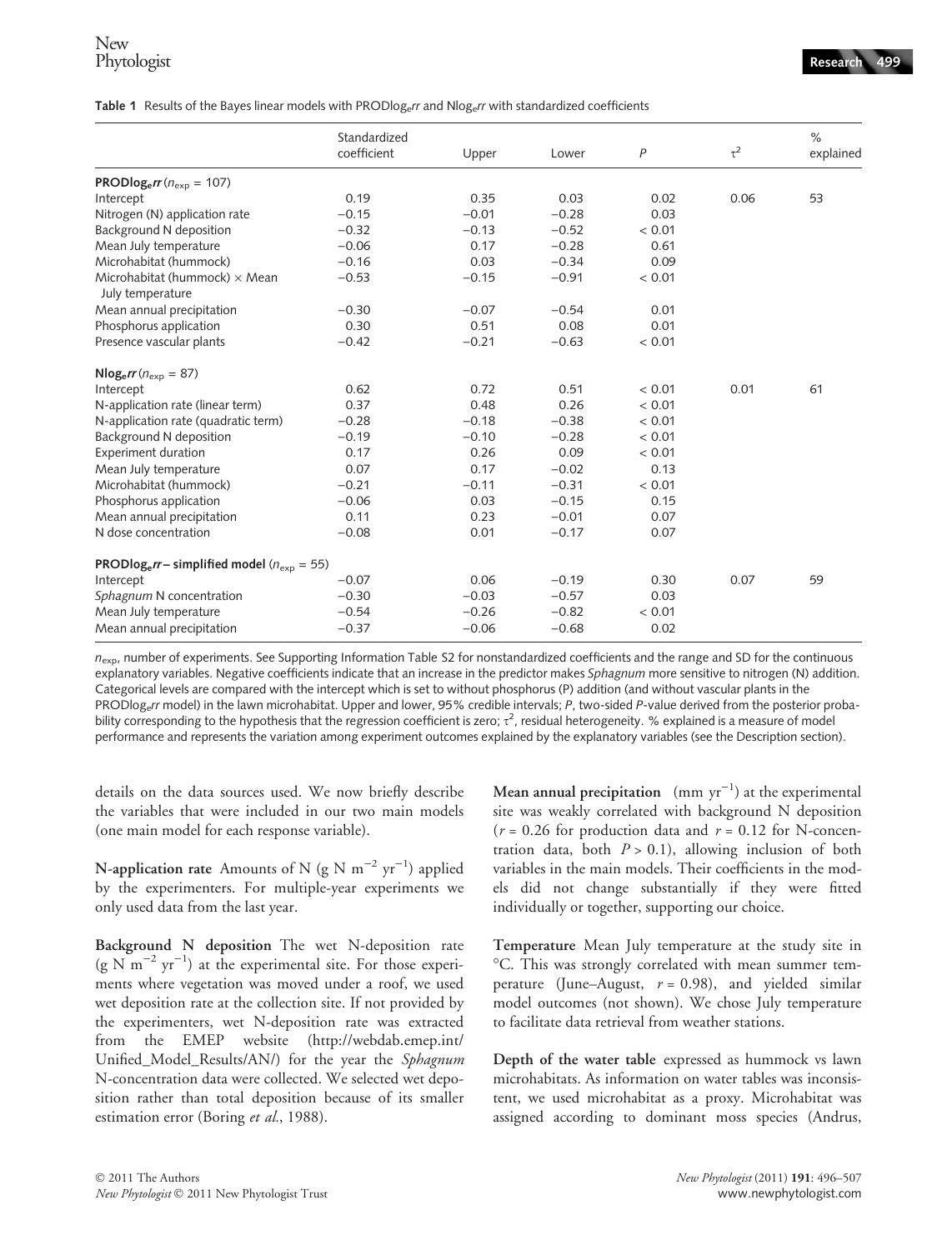**Table 1** Results of the Bayes linear models with PRODlog$_e$*rr* and Nlog$_e$*rr* with standardized coefficients

| | Standardized coefficient | Upper | Lower | $P$ | $\tau^2$ | % explained |
|---|---|---|---|---|---|---|
| **PRODlog$_e$*rr*** ($n_{exp}$ = 107) | | | | | | |
| Intercept | 0.19 | 0.35 | 0.03 | 0.02 | 0.06 | 53 |
| Nitrogen (N) application rate | −0.15 | −0.01 | −0.28 | 0.03 | | |
| Background N deposition | −0.32 | −0.13 | −0.52 | < 0.01 | | |
| Mean July temperature | −0.06 | 0.17 | −0.28 | 0.61 | | |
| Microhabitat (hummock) | −0.16 | 0.03 | −0.34 | 0.09 | | |
| Microhabitat (hummock) × Mean July temperature | −0.53 | −0.15 | −0.91 | < 0.01 | | |
| Mean annual precipitation | −0.30 | −0.07 | −0.54 | 0.01 | | |
| Phosphorus application | 0.30 | 0.51 | 0.08 | 0.01 | | |
| Presence vascular plants | −0.42 | −0.21 | −0.63 | < 0.01 | | |
| **Nlog$_e$*rr*** ($n_{exp}$ = 87) | | | | | | |
| Intercept | 0.62 | 0.72 | 0.51 | < 0.01 | 0.01 | 61 |
| N-application rate (linear term) | 0.37 | 0.48 | 0.26 | < 0.01 | | |
| N-application rate (quadratic term) | −0.28 | −0.18 | −0.38 | < 0.01 | | |
| Background N deposition | −0.19 | −0.10 | −0.28 | < 0.01 | | |
| Experiment duration | 0.17 | 0.26 | 0.09 | < 0.01 | | |
| Mean July temperature | 0.07 | 0.17 | −0.02 | 0.13 | | |
| Microhabitat (hummock) | −0.21 | −0.11 | −0.31 | < 0.01 | | |
| Phosphorus application | −0.06 | 0.03 | −0.15 | 0.15 | | |
| Mean annual precipitation | 0.11 | 0.23 | −0.01 | 0.07 | | |
| N dose concentration | −0.08 | 0.01 | −0.17 | 0.07 | | |
| **PRODlog$_e$*rr* – simplified model** ($n_{exp}$ = 55) | | | | | | |
| Intercept | −0.07 | 0.06 | −0.19 | 0.30 | 0.07 | 59 |
| *Sphagnum* N concentration | −0.30 | −0.03 | −0.57 | 0.03 | | |
| Mean July temperature | −0.54 | −0.26 | −0.82 | < 0.01 | | |
| Mean annual precipitation | −0.37 | −0.06 | −0.68 | 0.02 | | |

$n_{exp}$, number of experiments. See Supporting Information Table S2 for nonstandardized coefficients and the range and SD for the continuous explanatory variables. Negative coefficients indicate that an increase in the predictor makes *Sphagnum* more sensitive to nitrogen (N) addition. Categorical levels are compared with the intercept which is set to without phosphorus (P) addition (and without vascular plants in the PRODlog$_e$*rr* model) in the lawn microhabitat. Upper and lower, 95% credible intervals; $P$, two-sided $P$-value derived from the posterior probability corresponding to the hypothesis that the regression coefficient is zero; $\tau^2$, residual heterogeneity. % explained is a measure of model performance and represents the variation among experiment outcomes explained by the explanatory variables (see the Description section).

details on the data sources used. We now briefly describe the variables that were included in our two main models (one main model for each response variable).

**N-application rate** Amounts of N (g N $m^{-2}$ $yr^{-1}$) applied by the experimenters. For multiple-year experiments we only used data from the last year.

**Background N deposition** The wet N-deposition rate (g N $m^{-2}$ $yr^{-1}$) at the experimental site. For those experiments where vegetation was moved under a roof, we used wet deposition rate at the collection site. If not provided by the experimenters, wet N-deposition rate was extracted from the EMEP website (http://webdab.emep.int/Unified_Model_Results/AN/) for the year the *Sphagnum* N-concentration data were collected. We selected wet deposition rather than total deposition because of its smaller estimation error (Boring *et al.*, 1988).

**Mean annual precipitation** (mm $yr^{-1}$) at the experimental site was weakly correlated with background N deposition ($r$ = 0.26 for production data and $r$ = 0.12 for N-concentration data, both $P > 0.1$), allowing inclusion of both variables in the main models. Their coefficients in the models did not change substantially if they were fitted individually or together, supporting our choice.

**Temperature** Mean July temperature at the study site in °C. This was strongly correlated with mean summer temperature (June–August, $r$ = 0.98), and yielded similar model outcomes (not shown). We chose July temperature to facilitate data retrieval from weather stations.

**Depth of the water table** expressed as hummock vs lawn microhabitats. As information on water tables was inconsistent, we used microhabitat as a proxy. Microhabitat was assigned according to dominant moss species (Andrus,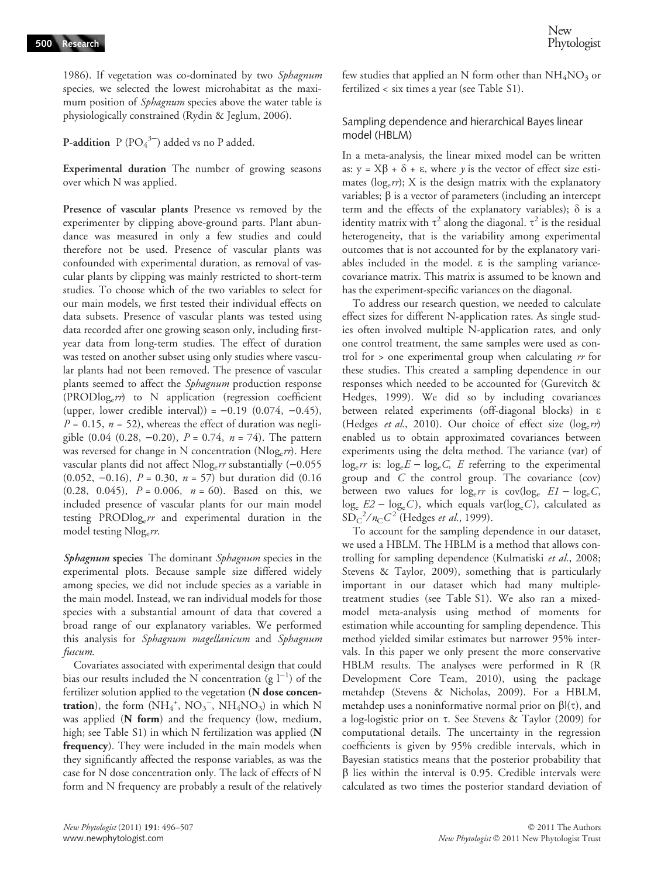1986). If vegetation was co-dominated by two *Sphagnum* species, we selected the lowest microhabitat as the maximum position of *Sphagnum* species above the water table is physiologically constrained (Rydin & Jeglum, 2006).

**P-addition** P ($PO_4^{3-}$) added vs no P added.

**Experimental duration** The number of growing seasons over which N was applied.

**Presence of vascular plants** Presence vs removed by the experimenter by clipping above-ground parts. Plant abundance was measured in only a few studies and could therefore not be used. Presence of vascular plants was confounded with experimental duration, as removal of vascular plants by clipping was mainly restricted to short-term studies. To choose which of the two variables to select for our main models, we first tested their individual effects on data subsets. Presence of vascular plants was tested using data recorded after one growing season only, including first-year data from long-term studies. The effect of duration was tested on another subset using only studies where vascular plants had not been removed. The presence of vascular plants seemed to affect the *Sphagnum* production response (PROD$\log_e rr$) to N application (regression coefficient (upper, lower credible interval)) = −0.19 (0.074, −0.45), $P = 0.15$, $n = 52$), whereas the effect of duration was negligible (0.04 (0.28, −0.20), $P = 0.74$, $n = 74$). The pattern was reversed for change in N concentration (N$\log_e rr$). Here vascular plants did not affect N$\log_e rr$ substantially (−0.055 (0.052, −0.16), $P = 0.30$, $n = 57$) but duration did (0.16 (0.28, 0.045), $P = 0.006$, $n = 60$). Based on this, we included presence of vascular plants for our main model testing PROD$\log_e rr$ and experimental duration in the model testing N$\log_e rr$.

***Sphagnum* species** The dominant *Sphagnum* species in the experimental plots. Because sample size differed widely among species, we did not include species as a variable in the main model. Instead, we ran individual models for those species with a substantial amount of data that covered a broad range of our explanatory variables. We performed this analysis for *Sphagnum magellanicum* and *Sphagnum fuscum*.

Covariates associated with experimental design that could bias our results included the N concentration (g $l^{-1}$) of the fertilizer solution applied to the vegetation (**N dose concentration**), the form ($NH_4^+$, $NO_3^-$, $NH_4NO_3$) in which N was applied (**N form**) and the frequency (low, medium, high; see Table S1) in which N fertilization was applied (**N frequency**). They were included in the main models when they significantly affected the response variables, as was the case for N dose concentration only. The lack of effects of N form and N frequency are probably a result of the relatively few studies that applied an N form other than $NH_4NO_3$ or fertilized < six times a year (see Table S1).

### Sampling dependence and hierarchical Bayes linear model (HBLM)

In a meta-analysis, the linear mixed model can be written as: $y = X\beta + \delta + \varepsilon$, where $y$ is the vector of effect size estimates ($\log_e rr$); X is the design matrix with the explanatory variables; $\beta$ is a vector of parameters (including an intercept term and the effects of the explanatory variables); $\delta$ is a identity matrix with $\tau^2$ along the diagonal. $\tau^2$ is the residual heterogeneity, that is the variability among experimental outcomes that is not accounted for by the explanatory variables included in the model. $\varepsilon$ is the sampling variance-covariance matrix. This matrix is assumed to be known and has the experiment-specific variances on the diagonal.

To address our research question, we needed to calculate effect sizes for different N-application rates. As single studies often involved multiple N-application rates, and only one control treatment, the same samples were used as control for > one experimental group when calculating *rr* for these studies. This created a sampling dependence in our responses which needed to be accounted for (Gurevitch & Hedges, 1999). We did so by including covariances between related experiments (off-diagonal blocks) in $\varepsilon$ (Hedges *et al.*, 2010). Our choice of effect size ($\log_e rr$) enabled us to obtain approximated covariances between experiments using the delta method. The variance (var) of $\log_e rr$ is: $\log_e E - \log_e C$, $E$ referring to the experimental group and $C$ the control group. The covariance (cov) between two values for $\log_e rr$ is $\mathrm{cov}(\log_e E1 - \log_e C, \log_e E2 - \log_e C)$, which equals $\mathrm{var}(\log_e C)$, calculated as $SD_C^2/n_C C^2$ (Hedges *et al.*, 1999).

To account for the sampling dependence in our dataset, we used a HBLM. The HBLM is a method that allows controlling for sampling dependence (Kulmatiski *et al.*, 2008; Stevens & Taylor, 2009), something that is particularly important in our dataset which had many multiple-treatment studies (see Table S1). We also ran a mixed-model meta-analysis using method of moments for estimation while accounting for sampling dependence. This method yielded similar estimates but narrower 95% intervals. In this paper we only present the more conservative HBLM results. The analyses were performed in R (R Development Core Team, 2010), using the package metahdep (Stevens & Nicholas, 2009). For a HBLM, metahdep uses a noninformative normal prior on $\beta|(\tau)$, and a log-logistic prior on $\tau$. See Stevens & Taylor (2009) for computational details. The uncertainty in the regression coefficients is given by 95% credible intervals, which in Bayesian statistics means that the posterior probability that $\beta$ lies within the interval is 0.95. Credible intervals were calculated as two times the posterior standard deviation of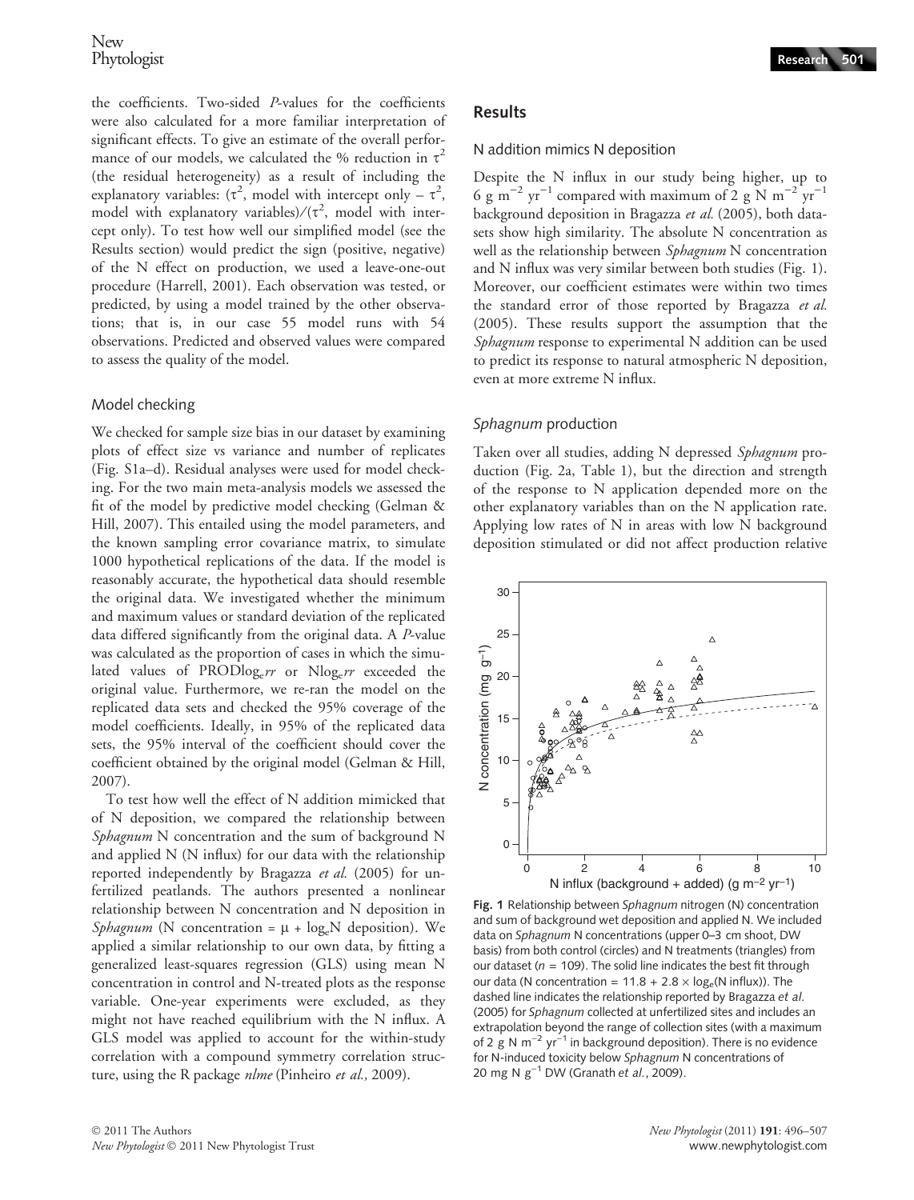the coefficients. Two-sided *P*-values for the coefficients were also calculated for a more familiar interpretation of significant effects. To give an estimate of the overall performance of our models, we calculated the % reduction in $\tau^2$ (the residual heterogeneity) as a result of including the explanatory variables: ($\tau^2$, model with intercept only – $\tau^2$, model with explanatory variables)/($\tau^2$, model with intercept only). To test how well our simplified model (see the Results section) would predict the sign (positive, negative) of the N effect on production, we used a leave-one-out procedure (Harrell, 2001). Each observation was tested, or predicted, by using a model trained by the other observations; that is, in our case 55 model runs with 54 observations. Predicted and observed values were compared to assess the quality of the model.

### Model checking

We checked for sample size bias in our dataset by examining plots of effect size vs variance and number of replicates (Fig. S1a–d). Residual analyses were used for model checking. For the two main meta-analysis models we assessed the fit of the model by predictive model checking (Gelman & Hill, 2007). This entailed using the model parameters, and the known sampling error covariance matrix, to simulate 1000 hypothetical replications of the data. If the model is reasonably accurate, the hypothetical data should resemble the original data. We investigated whether the minimum and maximum values or standard deviation of the replicated data differed significantly from the original data. A *P*-value was calculated as the proportion of cases in which the simulated values of $\mathrm{PRODlog}_e rr$ or $\mathrm{Nlog}_e rr$ exceeded the original value. Furthermore, we re-ran the model on the replicated data sets and checked the 95% coverage of the model coefficients. Ideally, in 95% of the replicated data sets, the 95% interval of the coefficient should cover the coefficient obtained by the original model (Gelman & Hill, 2007).

To test how well the effect of N addition mimicked that of N deposition, we compared the relationship between *Sphagnum* N concentration and the sum of background N and applied N (N influx) for our data with the relationship reported independently by Bragazza *et al.* (2005) for unfertilized peatlands. The authors presented a nonlinear relationship between N concentration and N deposition in *Sphagnum* (N concentration = $\mu$ + $\log_e$N deposition). We applied a similar relationship to our own data, by fitting a generalized least-squares regression (GLS) using mean N concentration in control and N-treated plots as the response variable. One-year experiments were excluded, as they might not have reached equilibrium with the N influx. A GLS model was applied to account for the within-study correlation with a compound symmetry correlation structure, using the R package *nlme* (Pinheiro *et al.,* 2009).

## Results

### N addition mimics N deposition

Despite the N influx in our study being higher, up to 6 g $\mathrm{m^{-2}\ yr^{-1}}$ compared with maximum of 2 g N $\mathrm{m^{-2}\ yr^{-1}}$ background deposition in Bragazza *et al.* (2005), both datasets show high similarity. The absolute N concentration as well as the relationship between *Sphagnum* N concentration and N influx was very similar between both studies (Fig. 1). Moreover, our coefficient estimates were within two times the standard error of those reported by Bragazza *et al.* (2005). These results support the assumption that the *Sphagnum* response to experimental N addition can be used to predict its response to natural atmospheric N deposition, even at more extreme N influx.

### *Sphagnum* production

Taken over all studies, adding N depressed *Sphagnum* production (Fig. 2a, Table 1), but the direction and strength of the response to N application depended more on the other explanatory variables than on the N application rate. Applying low rates of N in areas with low N background deposition stimulated or did not affect production relative

**Fig. 1** Relationship between *Sphagnum* nitrogen (N) concentration and sum of background wet deposition and applied N. We included data on *Sphagnum* N concentrations (upper 0–3 cm shoot, DW basis) from both control (circles) and N treatments (triangles) from our dataset ($n$ = 109). The solid line indicates the best fit through our data (N concentration = 11.8 + 2.8 × $\log_e$(N influx)). The dashed line indicates the relationship reported by Bragazza *et al.* (2005) for *Sphagnum* collected at unfertilized sites and includes an extrapolation beyond the range of collection sites (with a maximum of 2 g N $\mathrm{m^{-2}\ yr^{-1}}$ in background deposition). There is no evidence for N-induced toxicity below *Sphagnum* N concentrations of 20 mg N $\mathrm{g^{-1}}$ DW (Granath *et al.*, 2009).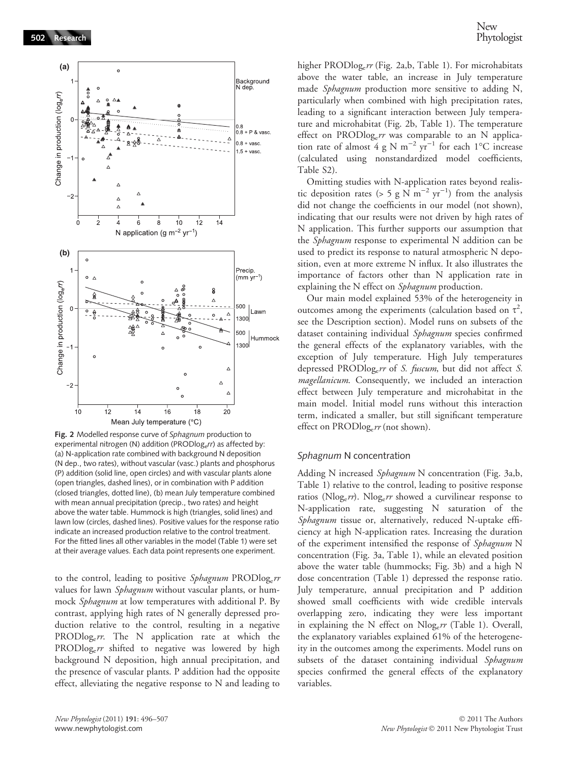**Fig. 2** Modelled response curve of *Sphagnum* production to experimental nitrogen (N) addition (PRODlog$_e$*rr*) as affected by: (a) N-application rate combined with background N deposition (N dep., two rates), without vascular (vasc.) plants and phosphorus (P) addition (solid line, open circles) and with vascular plants alone (open triangles, dashed lines), or in combination with P addition (closed triangles, dotted line), (b) mean July temperature combined with mean annual precipitation (precip., two rates) and height above the water table. Hummock is high (triangles, solid lines) and lawn low (circles, dashed lines). Positive values for the response ratio indicate an increased production relative to the control treatment. For the fitted lines all other variables in the model (Table 1) were set at their average values. Each data point represents one experiment.

to the control, leading to positive *Sphagnum* PRODlog$_e$*rr* values for lawn *Sphagnum* without vascular plants, or hummock *Sphagnum* at low temperatures with additional P. By contrast, applying high rates of N generally depressed production relative to the control, resulting in a negative PRODlog$_e$*rr*. The N application rate at which the PRODlog$_e$*rr* shifted to negative was lowered by high background N deposition, high annual precipitation, and the presence of vascular plants. P addition had the opposite effect, alleviating the negative response to N and leading to higher PRODlog$_e$*rr* (Fig. 2a,b, Table 1). For microhabitats above the water table, an increase in July temperature made *Sphagnum* production more sensitive to adding N, particularly when combined with high precipitation rates, leading to a significant interaction between July temperature and microhabitat (Fig. 2b, Table 1). The temperature effect on PRODlog$_e$*rr* was comparable to an N application rate of almost 4 g N $m^{-2}$ $yr^{-1}$ for each 1°C increase (calculated using nonstandardized model coefficients, Table S2).

Omitting studies with N-application rates beyond realistic deposition rates (> 5 g N $m^{-2}$ $yr^{-1}$) from the analysis did not change the coefficients in our model (not shown), indicating that our results were not driven by high rates of N application. This further supports our assumption that the *Sphagnum* response to experimental N addition can be used to predict its response to natural atmospheric N deposition, even at more extreme N influx. It also illustrates the importance of factors other than N application rate in explaining the N effect on *Sphagnum* production.

Our main model explained 53% of the heterogeneity in outcomes among the experiments (calculation based on $\tau^2$, see the Description section). Model runs on subsets of the dataset containing individual *Sphagnum* species confirmed the general effects of the explanatory variables, with the exception of July temperature. High July temperatures depressed PRODlog$_e$*rr* of *S. fuscum*, but did not affect *S. magellanicum*. Consequently, we included an interaction effect between July temperature and microhabitat in the main model. Initial model runs without this interaction term, indicated a smaller, but still significant temperature effect on PRODlog$_e$*rr* (not shown).

### *Sphagnum* N concentration

Adding N increased *Sphagnum* N concentration (Fig. 3a,b, Table 1) relative to the control, leading to positive response ratios (Nlog$_e$*rr*). Nlog$_e$*rr* showed a curvilinear response to N-application rate, suggesting N saturation of the *Sphagnum* tissue or, alternatively, reduced N-uptake efficiency at high N-application rates. Increasing the duration of the experiment intensified the response of *Sphagnum* N concentration (Fig. 3a, Table 1), while an elevated position above the water table (hummocks; Fig. 3b) and a high N dose concentration (Table 1) depressed the response ratio. July temperature, annual precipitation and P addition showed small coefficients with wide credible intervals overlapping zero, indicating they were less important in explaining the N effect on Nlog$_e$*rr* (Table 1). Overall, the explanatory variables explained 61% of the heterogeneity in the outcomes among the experiments. Model runs on subsets of the dataset containing individual *Sphagnum* species confirmed the general effects of the explanatory variables.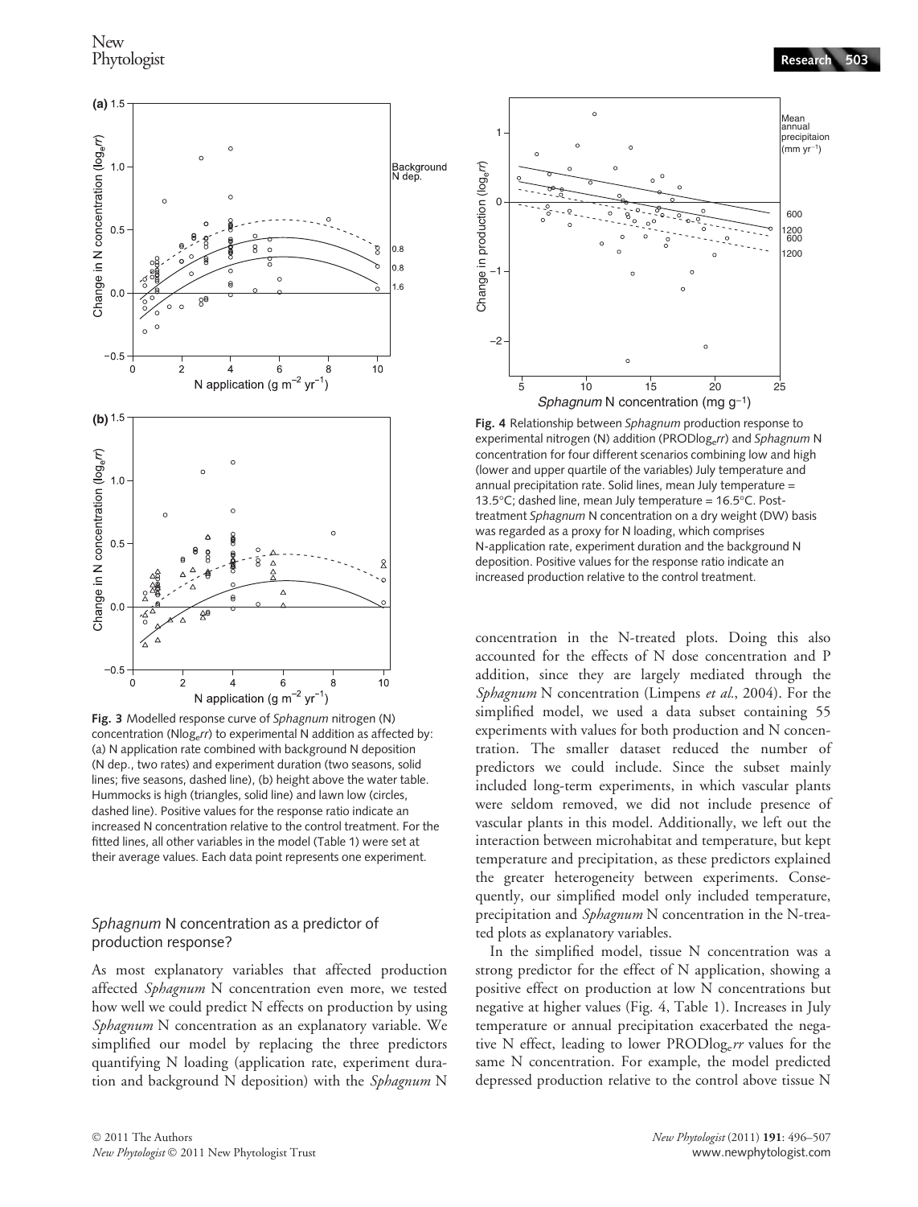Fig. 3 Modelled response curve of *Sphagnum* nitrogen (N) concentration (Nlog$_e$*rr*) to experimental N addition as affected by: (a) N application rate combined with background N deposition (N dep., two rates) and experiment duration (two seasons, solid lines; five seasons, dashed line), (b) height above the water table. Hummocks is high (triangles, solid line) and lawn low (circles, dashed line). Positive values for the response ratio indicate an increased N concentration relative to the control treatment. For the fitted lines, all other variables in the model (Table 1) were set at their average values. Each data point represents one experiment.

Fig. 4 Relationship between *Sphagnum* production response to experimental nitrogen (N) addition (PRODlog$_e$*rr*) and *Sphagnum* N concentration for four different scenarios combining low and high (lower and upper quartile of the variables) July temperature and annual precipitation rate. Solid lines, mean July temperature = 13.5°C; dashed line, mean July temperature = 16.5°C. Post-treatment *Sphagnum* N concentration on a dry weight (DW) basis was regarded as a proxy for N loading, which comprises N-application rate, experiment duration and the background N deposition. Positive values for the response ratio indicate an increased production relative to the control treatment.

### *Sphagnum* N concentration as a predictor of production response?

As most explanatory variables that affected production affected *Sphagnum* N concentration even more, we tested how well we could predict N effects on production by using *Sphagnum* N concentration as an explanatory variable. We simplified our model by replacing the three predictors quantifying N loading (application rate, experiment duration and background N deposition) with the *Sphagnum* N concentration in the N-treated plots. Doing this also accounted for the effects of N dose concentration and P addition, since they are largely mediated through the *Sphagnum* N concentration (Limpens *et al.*, 2004). For the simplified model, we used a data subset containing 55 experiments with values for both production and N concentration. The smaller dataset reduced the number of predictors we could include. Since the subset mainly included long-term experiments, in which vascular plants were seldom removed, we did not include presence of vascular plants in this model. Additionally, we left out the interaction between microhabitat and temperature, but kept temperature and precipitation, as these predictors explained the greater heterogeneity between experiments. Consequently, our simplified model only included temperature, precipitation and *Sphagnum* N concentration in the N-treated plots as explanatory variables.

In the simplified model, tissue N concentration was a strong predictor for the effect of N application, showing a positive effect on production at low N concentrations but negative at higher values (Fig. 4, Table 1). Increases in July temperature or annual precipitation exacerbated the negative N effect, leading to lower PRODlog$_e$*rr* values for the same N concentration. For example, the model predicted depressed production relative to the control above tissue N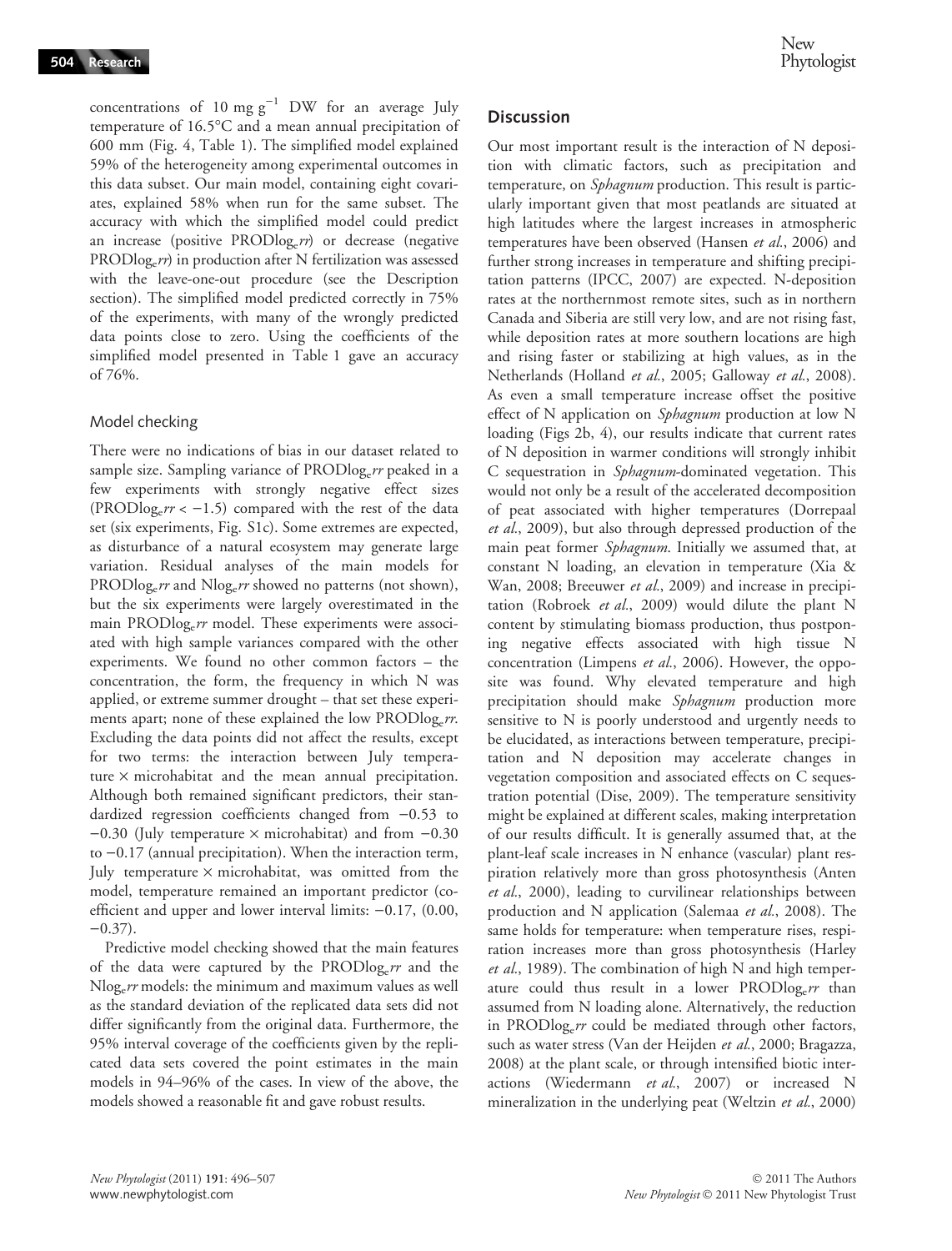concentrations of 10 mg $g^{-1}$ DW for an average July temperature of 16.5°C and a mean annual precipitation of 600 mm (Fig. 4, Table 1). The simplified model explained 59% of the heterogeneity among experimental outcomes in this data subset. Our main model, containing eight covariates, explained 58% when run for the same subset. The accuracy with which the simplified model could predict an increase (positive PRODlog$_e$*rr*) or decrease (negative PRODlog$_e$*rr*) in production after N fertilization was assessed with the leave-one-out procedure (see the Description section). The simplified model predicted correctly in 75% of the experiments, with many of the wrongly predicted data points close to zero. Using the coefficients of the simplified model presented in Table 1 gave an accuracy of 76%.

### Model checking

There were no indications of bias in our dataset related to sample size. Sampling variance of PRODlog$_e$*rr* peaked in a few experiments with strongly negative effect sizes (PRODlog$_e$*rr* < −1.5) compared with the rest of the data set (six experiments, Fig. S1c). Some extremes are expected, as disturbance of a natural ecosystem may generate large variation. Residual analyses of the main models for PRODlog$_e$*rr* and Nlog$_e$*rr* showed no patterns (not shown), but the six experiments were largely overestimated in the main PRODlog$_e$*rr* model. These experiments were associated with high sample variances compared with the other experiments. We found no other common factors – the concentration, the form, the frequency in which N was applied, or extreme summer drought – that set these experiments apart; none of these explained the low PRODlog$_e$*rr*. Excluding the data points did not affect the results, except for two terms: the interaction between July temperature × microhabitat and the mean annual precipitation. Although both remained significant predictors, their standardized regression coefficients changed from −0.53 to −0.30 (July temperature × microhabitat) and from −0.30 to −0.17 (annual precipitation). When the interaction term, July temperature × microhabitat, was omitted from the model, temperature remained an important predictor (coefficient and upper and lower interval limits: −0.17, (0.00, −0.37).

Predictive model checking showed that the main features of the data were captured by the PRODlog$_e$*rr* and the Nlog$_e$*rr* models: the minimum and maximum values as well as the standard deviation of the replicated data sets did not differ significantly from the original data. Furthermore, the 95% interval coverage of the coefficients given by the replicated data sets covered the point estimates in the main models in 94–96% of the cases. In view of the above, the models showed a reasonable fit and gave robust results.

## Discussion

Our most important result is the interaction of N deposition with climatic factors, such as precipitation and temperature, on *Sphagnum* production. This result is particularly important given that most peatlands are situated at high latitudes where the largest increases in atmospheric temperatures have been observed (Hansen *et al.*, 2006) and further strong increases in temperature and shifting precipitation patterns (IPCC, 2007) are expected. N-deposition rates at the northernmost remote sites, such as in northern Canada and Siberia are still very low, and are not rising fast, while deposition rates at more southern locations are high and rising faster or stabilizing at high values, as in the Netherlands (Holland *et al.*, 2005; Galloway *et al.*, 2008). As even a small temperature increase offset the positive effect of N application on *Sphagnum* production at low N loading (Figs 2b, 4), our results indicate that current rates of N deposition in warmer conditions will strongly inhibit C sequestration in *Sphagnum*-dominated vegetation. This would not only be a result of the accelerated decomposition of peat associated with higher temperatures (Dorrepaal *et al.*, 2009), but also through depressed production of the main peat former *Sphagnum*. Initially we assumed that, at constant N loading, an elevation in temperature (Xia & Wan, 2008; Breeuwer *et al.*, 2009) and increase in precipitation (Robroek *et al.*, 2009) would dilute the plant N content by stimulating biomass production, thus postponing negative effects associated with high tissue N concentration (Limpens *et al.*, 2006). However, the opposite was found. Why elevated temperature and high precipitation should make *Sphagnum* production more sensitive to N is poorly understood and urgently needs to be elucidated, as interactions between temperature, precipitation and N deposition may accelerate changes in vegetation composition and associated effects on C sequestration potential (Dise, 2009). The temperature sensitivity might be explained at different scales, making interpretation of our results difficult. It is generally assumed that, at the plant-leaf scale increases in N enhance (vascular) plant respiration relatively more than gross photosynthesis (Anten *et al.*, 2000), leading to curvilinear relationships between production and N application (Salemaa *et al.*, 2008). The same holds for temperature: when temperature rises, respiration increases more than gross photosynthesis (Harley *et al.*, 1989). The combination of high N and high temperature could thus result in a lower PRODlog$_e$*rr* than assumed from N loading alone. Alternatively, the reduction in PRODlog$_e$*rr* could be mediated through other factors, such as water stress (Van der Heijden *et al.*, 2000; Bragazza, 2008) at the plant scale, or through intensified biotic interactions (Wiedermann *et al.*, 2007) or increased N mineralization in the underlying peat (Weltzin *et al.*, 2000)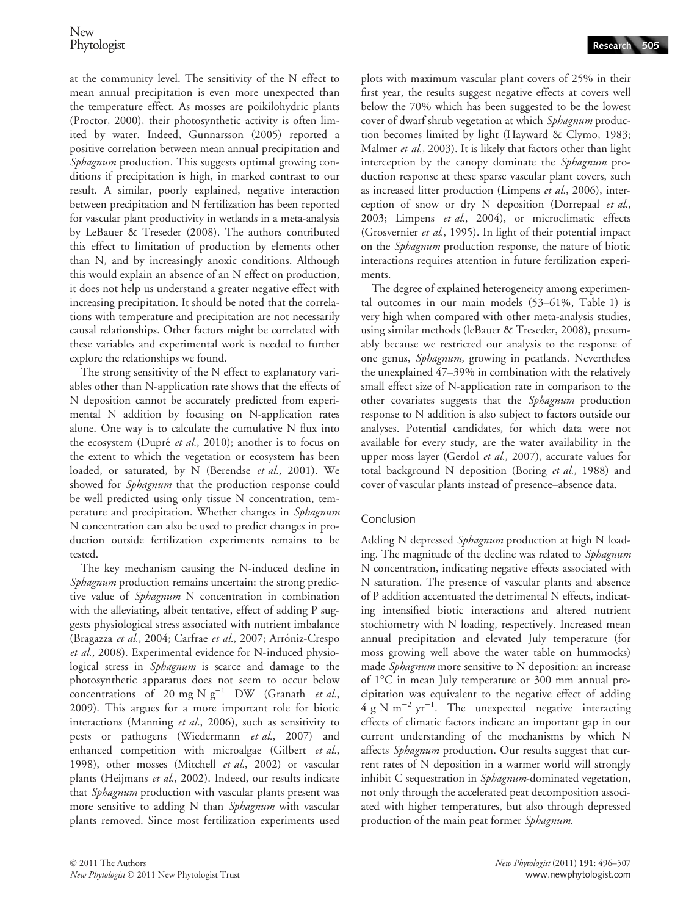at the community level. The sensitivity of the N effect to mean annual precipitation is even more unexpected than the temperature effect. As mosses are poikilohydric plants (Proctor, 2000), their photosynthetic activity is often limited by water. Indeed, Gunnarsson (2005) reported a positive correlation between mean annual precipitation and *Sphagnum* production. This suggests optimal growing conditions if precipitation is high, in marked contrast to our result. A similar, poorly explained, negative interaction between precipitation and N fertilization has been reported for vascular plant productivity in wetlands in a meta-analysis by LeBauer & Treseder (2008). The authors contributed this effect to limitation of production by elements other than N, and by increasingly anoxic conditions. Although this would explain an absence of an N effect on production, it does not help us understand a greater negative effect with increasing precipitation. It should be noted that the correlations with temperature and precipitation are not necessarily causal relationships. Other factors might be correlated with these variables and experimental work is needed to further explore the relationships we found.

The strong sensitivity of the N effect to explanatory variables other than N-application rate shows that the effects of N deposition cannot be accurately predicted from experimental N addition by focusing on N-application rates alone. One way is to calculate the cumulative N flux into the ecosystem (Dupré *et al.*, 2010); another is to focus on the extent to which the vegetation or ecosystem has been loaded, or saturated, by N (Berendse *et al.*, 2001). We showed for *Sphagnum* that the production response could be well predicted using only tissue N concentration, temperature and precipitation. Whether changes in *Sphagnum* N concentration can also be used to predict changes in production outside fertilization experiments remains to be tested.

The key mechanism causing the N-induced decline in *Sphagnum* production remains uncertain: the strong predictive value of *Sphagnum* N concentration in combination with the alleviating, albeit tentative, effect of adding P suggests physiological stress associated with nutrient imbalance (Bragazza *et al.*, 2004; Carfrae *et al.*, 2007; Arróniz-Crespo *et al.*, 2008). Experimental evidence for N-induced physiological stress in *Sphagnum* is scarce and damage to the photosynthetic apparatus does not seem to occur below concentrations of 20 mg N $g^{-1}$ DW (Granath *et al.*, 2009). This argues for a more important role for biotic interactions (Manning *et al.*, 2006), such as sensitivity to pests or pathogens (Wiedermann *et al.*, 2007) and enhanced competition with microalgae (Gilbert *et al.*, 1998), other mosses (Mitchell *et al.*, 2002) or vascular plants (Heijmans *et al.*, 2002). Indeed, our results indicate that *Sphagnum* production with vascular plants present was more sensitive to adding N than *Sphagnum* with vascular plants removed. Since most fertilization experiments used plots with maximum vascular plant covers of 25% in their first year, the results suggest negative effects at covers well below the 70% which has been suggested to be the lowest cover of dwarf shrub vegetation at which *Sphagnum* production becomes limited by light (Hayward & Clymo, 1983; Malmer *et al.*, 2003). It is likely that factors other than light interception by the canopy dominate the *Sphagnum* production response at these sparse vascular plant covers, such as increased litter production (Limpens *et al.*, 2006), interception of snow or dry N deposition (Dorrepaal *et al.*, 2003; Limpens *et al.*, 2004), or microclimatic effects (Grosvernier *et al.*, 1995). In light of their potential impact on the *Sphagnum* production response, the nature of biotic interactions requires attention in future fertilization experiments.

The degree of explained heterogeneity among experimental outcomes in our main models (53–61%, Table 1) is very high when compared with other meta-analysis studies, using similar methods (leBauer & Treseder, 2008), presumably because we restricted our analysis to the response of one genus, *Sphagnum,* growing in peatlands. Nevertheless the unexplained 47–39% in combination with the relatively small effect size of N-application rate in comparison to the other covariates suggests that the *Sphagnum* production response to N addition is also subject to factors outside our analyses. Potential candidates, for which data were not available for every study, are the water availability in the upper moss layer (Gerdol *et al.*, 2007), accurate values for total background N deposition (Boring *et al.*, 1988) and cover of vascular plants instead of presence–absence data.

## Conclusion

Adding N depressed *Sphagnum* production at high N loading. The magnitude of the decline was related to *Sphagnum* N concentration, indicating negative effects associated with N saturation. The presence of vascular plants and absence of P addition accentuated the detrimental N effects, indicating intensified biotic interactions and altered nutrient stochiometry with N loading, respectively. Increased mean annual precipitation and elevated July temperature (for moss growing well above the water table on hummocks) made *Sphagnum* more sensitive to N deposition: an increase of 1°C in mean July temperature or 300 mm annual precipitation was equivalent to the negative effect of adding 4 g N $m^{-2}$ $yr^{-1}$. The unexpected negative interacting effects of climatic factors indicate an important gap in our current understanding of the mechanisms by which N affects *Sphagnum* production. Our results suggest that current rates of N deposition in a warmer world will strongly inhibit C sequestration in *Sphagnum*-dominated vegetation, not only through the accelerated peat decomposition associated with higher temperatures, but also through depressed production of the main peat former *Sphagnum*.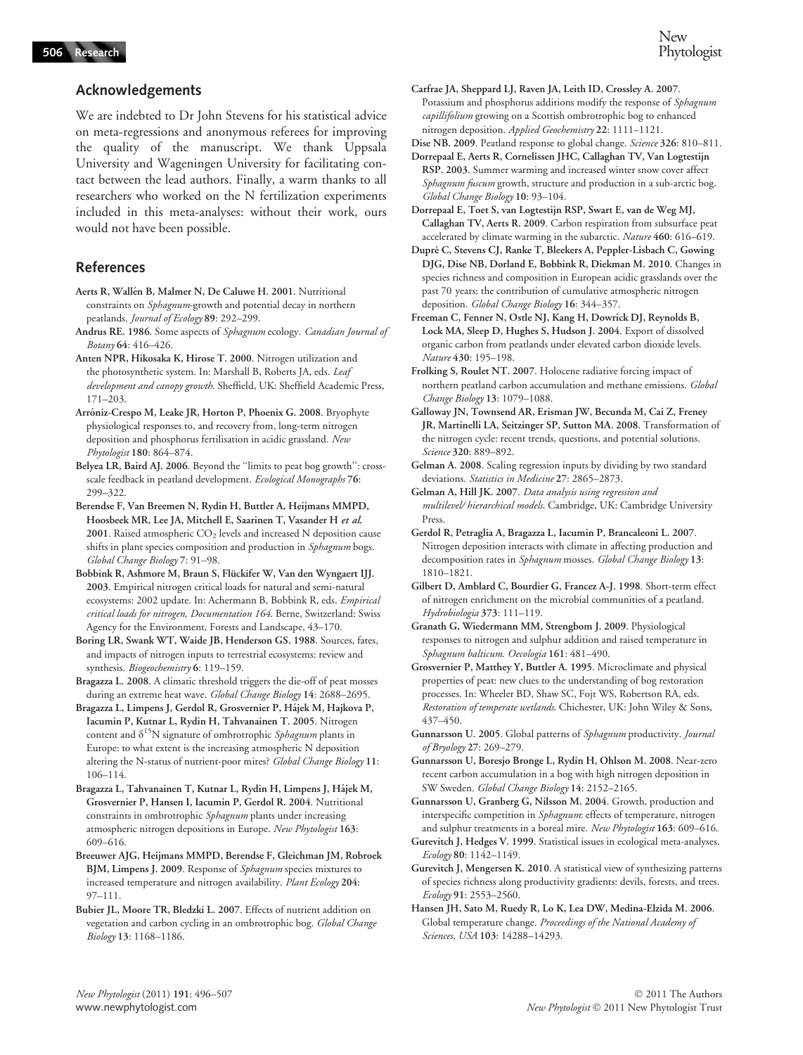## Acknowledgements

We are indebted to Dr John Stevens for his statistical advice on meta-regressions and anonymous referees for improving the quality of the manuscript. We thank Uppsala University and Wageningen University for facilitating contact between the lead authors. Finally, a warm thanks to all researchers who worked on the N fertilization experiments included in this meta-analyses: without their work, ours would not have been possible.

## References

**Aerts R, Wallén B, Malmer N, De Caluwe H. 2001**. Nutritional constraints on *Sphagnum*-growth and potential decay in northern peatlands. *Journal of Ecology* **89**: 292–299.

**Andrus RE. 1986**. Some aspects of *Sphagnum* ecology. *Canadian Journal of Botany* **64**: 416–426.

**Anten NPR, Hikosaka K, Hirose T. 2000**. Nitrogen utilization and the photosynthetic system. In: Marshall B, Roberts JA, eds. *Leaf development and canopy growth*. Sheffield, UK: Sheffield Academic Press, 171–203.

**Arróniz-Crespo M, Leake JR, Horton P, Phoenix G. 2008**. Bryophyte physiological responses to, and recovery from, long-term nitrogen deposition and phosphorus fertilisation in acidic grassland. *New Phytologist* **180**: 864–874.

**Belyea LR, Baird AJ. 2006**. Beyond the "limits to peat bog growth": cross-scale feedback in peatland development. *Ecological Monographs* **76**: 299–322.

**Berendse F, Van Breemen N, Rydin H, Buttler A, Heijmans MMPD, Hoosbeek MR, Lee JA, Mitchell E, Saarinen T, Vasander H *et al.* 2001**. Raised atmospheric $CO_2$ levels and increased N deposition cause shifts in plant species composition and production in *Sphagnum* bogs. *Global Change Biology* **7**: 91–98.

**Bobbink R, Ashmore M, Braun S, Flückifer W, Van den Wyngaert IJJ. 2003**. Empirical nitrogen critical loads for natural and semi-natural ecosystems: 2002 update. In: Achermann B, Bobbink R, eds. *Empirical critical loads for nitrogen, Documentation 164*. Berne, Switzerland: Swiss Agency for the Environment, Forests and Landscape, 43–170.

**Boring LR, Swank WT, Waide JB, Henderson GS. 1988**. Sources, fates, and impacts of nitrogen inputs to terrestrial ecosystems: review and synthesis. *Biogeochemistry* **6**: 119–159.

**Bragazza L. 2008**. A climatic threshold triggers the die-off of peat mosses during an extreme heat wave. *Global Change Biology* **14**: 2688–2695.

**Bragazza L, Limpens J, Gerdol R, Grosvernier P, Hájek M, Hajkova P, Iacumin P, Kutnar L, Rydin H, Tahvanainen T. 2005**. Nitrogen content and $\delta^{15}$N signature of ombrotrophic *Sphagnum* plants in Europe: to what extent is the increasing atmospheric N deposition altering the N-status of nutrient-poor mires? *Global Change Biology* **11**: 106–114.

**Bragazza L, Tahvanainen T, Kutnar L, Rydin H, Limpens J, Hájek M, Grosvernier P, Hansen I, Iacumin P, Gerdol R. 2004**. Nutritional constraints in ombrotrophic *Sphagnum* plants under increasing atmospheric nitrogen depositions in Europe. *New Phytologist* **163**: 609–616.

**Breeuwer AJG, Heijmans MMPD, Berendse F, Gleichman JM, Robroek BJM, Limpens J. 2009**. Response of *Sphagnum* species mixtures to increased temperature and nitrogen availability. *Plant Ecology* **204**: 97–111.

**Bubier JL, Moore TR, Bledzki L. 2007**. Effects of nutrient addition on vegetation and carbon cycling in an ombrotrophic bog. *Global Change Biology* **13**: 1168–1186.

**Carfrae JA, Sheppard LJ, Raven JA, Leith ID, Crossley A. 2007**. Potassium and phosphorus additions modify the response of *Sphagnum capillifolium* growing on a Scottish ombrotrophic bog to enhanced nitrogen deposition. *Applied Geochemistry* **22**: 1111–1121.

**Dise NB. 2009**. Peatland response to global change. *Science* **326**: 810–811.

**Dorrepaal E, Aerts R, Cornelissen JHC, Callaghan TV, Van Logtestijn RSP. 2003**. Summer warming and increased winter snow cover affect *Sphagnum fuscum* growth, structure and production in a sub-arctic bog. *Global Change Biology* **10**: 93–104.

**Dorrepaal E, Toet S, van Logtestijn RSP, Swart E, van de Weg MJ, Callaghan TV, Aerts R. 2009**. Carbon respiration from subsurface peat accelerated by climate warming in the subarctic. *Nature* **460**: 616–619.

**Dupré C, Stevens CJ, Ranke T, Bleekers A, Peppler-Lisbach C, Gowing DJG, Dise NB, Dorland E, Bobbink R, Diekman M. 2010**. Changes in species richness and composition in European acidic grasslands over the past 70 years: the contribution of cumulative atmospheric nitrogen deposition. *Global Change Biology* **16**: 344–357.

**Freeman C, Fenner N, Ostle NJ, Kang H, Dowrick DJ, Reynolds B, Lock MA, Sleep D, Hughes S, Hudson J. 2004**. Export of dissolved organic carbon from peatlands under elevated carbon dioxide levels. *Nature* **430**: 195–198.

**Frolking S, Roulet NT. 2007**. Holocene radiative forcing impact of northern peatland carbon accumulation and methane emissions. *Global Change Biology* **13**: 1079–1088.

**Galloway JN, Townsend AR, Erisman JW, Becunda M, Cai Z, Freney JR, Martinelli LA, Seitzinger SP, Sutton MA. 2008**. Transformation of the nitrogen cycle: recent trends, questions, and potential solutions. *Science* **320**: 889–892.

**Gelman A. 2008**. Scaling regression inputs by dividing by two standard deviations. *Statistics in Medicine* **27**: 2865–2873.

**Gelman A, Hill JK. 2007**. *Data analysis using regression and multilevel/hierarchical models*. Cambridge, UK: Cambridge University Press.

**Gerdol R, Petraglia A, Bragazza L, Iacumin P, Brancaleoni L. 2007**. Nitrogen deposition interacts with climate in affecting production and decomposition rates in *Sphagnum* mosses. *Global Change Biology* **13**: 1810–1821.

**Gilbert D, Amblard C, Bourdier G, Francez A-J. 1998**. Short-term effect of nitrogen enrichment on the microbial communities of a peatland. *Hydrobiologia* **373**: 111–119.

**Granath G, Wiedermann MM, Strengbom J. 2009**. Physiological responses to nitrogen and sulphur addition and raised temperature in *Sphagnum balticum*. *Oecologia* **161**: 481–490.

**Grosvernier P, Matthey Y, Buttler A. 1995**. Microclimate and physical properties of peat: new clues to the understanding of bog restoration processes. In: Wheeler BD, Shaw SC, Fojt WS, Robertson RA, eds. *Restoration of temperate wetlands*. Chichester, UK: John Wiley & Sons, 437–450.

**Gunnarsson U. 2005**. Global patterns of *Sphagnum* productivity. *Journal of Bryology* **27**: 269–279.

**Gunnarsson U, Boresjo Bronge L, Rydin H, Ohlson M. 2008**. Near-zero recent carbon accumulation in a bog with high nitrogen deposition in SW Sweden. *Global Change Biology* **14**: 2152–2165.

**Gunnarsson U, Granberg G, Nilsson M. 2004**. Growth, production and interspecific competition in *Sphagnum*: effects of temperature, nitrogen and sulphur treatments in a boreal mire. *New Phytologist* **163**: 609–616.

**Gurevitch J, Hedges V. 1999**. Statistical issues in ecological meta-analyses. *Ecology* **80**: 1142–1149.

**Gurevitch J, Mengersen K. 2010**. A statistical view of synthesizing patterns of species richness along productivity gradients: devils, forests, and trees. *Ecology* **91**: 2553–2560.

**Hansen JH, Sato M, Ruedy R, Lo K, Lea DW, Medina-Elzida M. 2006**. Global temperature change. *Proceedings of the National Academy of Sciences, USA* **103**: 14288–14293.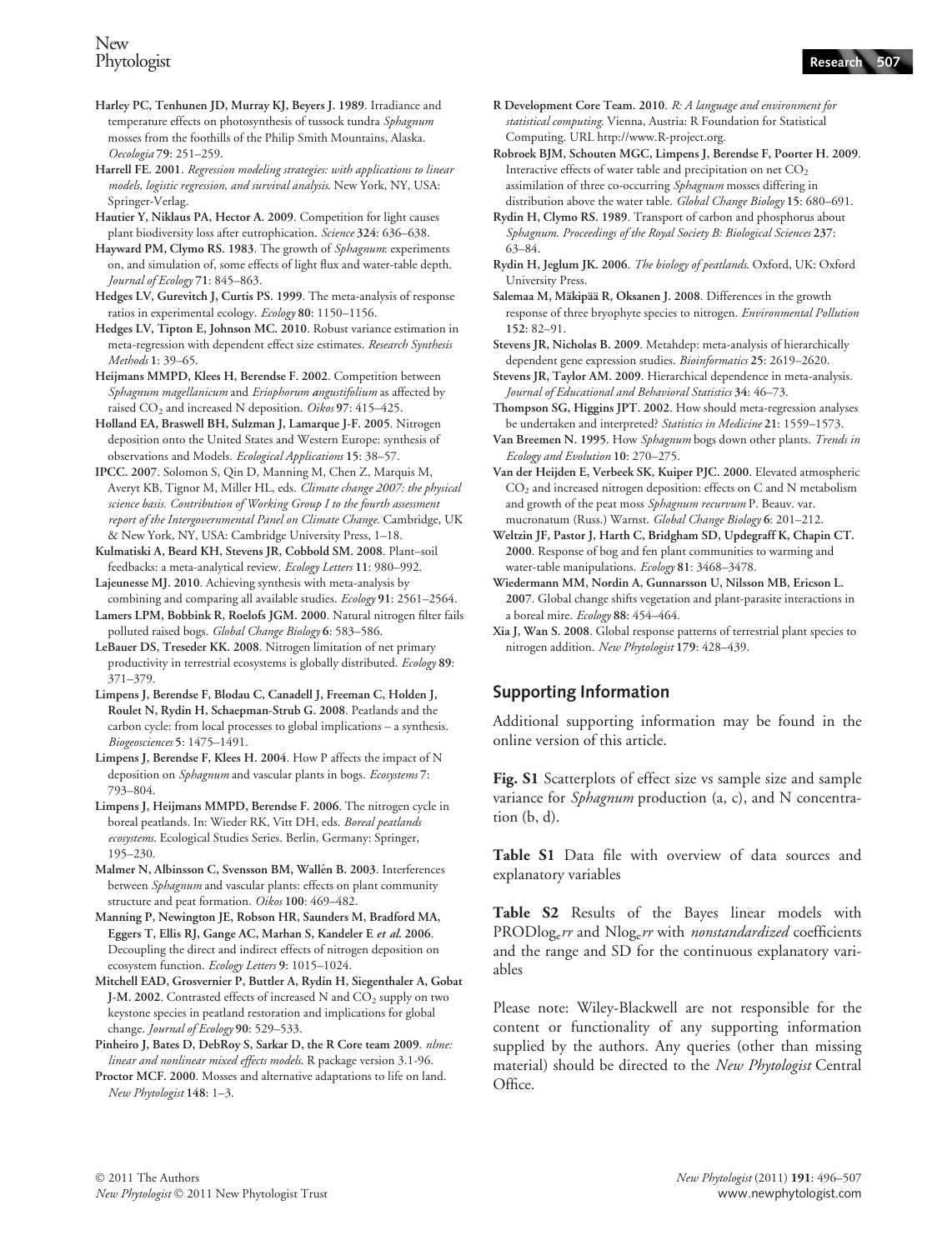**Harley PC, Tenhunen JD, Murray KJ, Beyers J. 1989**. Irradiance and temperature effects on photosynthesis of tussock tundra *Sphagnum* mosses from the foothills of the Philip Smith Mountains, Alaska. *Oecologia* 79: 251–259.

**Harrell FE. 2001**. *Regression modeling strategies: with applications to linear models, logistic regression, and survival analysis*. New York, NY, USA: Springer-Verlag.

**Hautier Y, Niklaus PA, Hector A. 2009**. Competition for light causes plant biodiversity loss after eutrophication. *Science* 324: 636–638.

**Hayward PM, Clymo RS. 1983**. The growth of *Sphagnum*: experiments on, and simulation of, some effects of light flux and water-table depth. *Journal of Ecology* 71: 845–863.

**Hedges LV, Gurevitch J, Curtis PS. 1999**. The meta-analysis of response ratios in experimental ecology. *Ecology* 80: 1150–1156.

**Hedges LV, Tipton E, Johnson MC. 2010**. Robust variance estimation in meta-regression with dependent effect size estimates. *Research Synthesis Methods* 1: 39–65.

**Heijmans MMPD, Klees H, Berendse F. 2002**. Competition between *Sphagnum magellanicum* and *Eriophorum angustifolium* as affected by raised $CO_2$ and increased N deposition. *Oikos* 97: 415–425.

**Holland EA, Braswell BH, Sulzman J, Lamarque J-F. 2005**. Nitrogen deposition onto the United States and Western Europe: synthesis of observations and Models. *Ecological Applications* 15: 38–57.

**IPCC. 2007**. Solomon S, Qin D, Manning M, Chen Z, Marquis M, Averyt KB, Tignor M, Miller HL, eds. *Climate change 2007: the physical science basis. Contribution of Working Group I to the fourth assessment report of the Intergovernmental Panel on Climate Change*. Cambridge, UK & New York, NY, USA: Cambridge University Press, 1–18.

**Kulmatiski A, Beard KH, Stevens JR, Cobbold SM. 2008**. Plant–soil feedbacks: a meta-analytical review. *Ecology Letters* 11: 980–992.

**Lajeunesse MJ. 2010**. Achieving synthesis with meta-analysis by combining and comparing all available studies. *Ecology* 91: 2561–2564.

**Lamers LPM, Bobbink R, Roelofs JGM. 2000**. Natural nitrogen filter fails polluted raised bogs. *Global Change Biology* 6: 583–586.

**LeBauer DS, Treseder KK. 2008**. Nitrogen limitation of net primary productivity in terrestrial ecosystems is globally distributed. *Ecology* 89: 371–379.

**Limpens J, Berendse F, Blodau C, Canadell J, Freeman C, Holden J, Roulet N, Rydin H, Schaepman-Strub G. 2008**. Peatlands and the carbon cycle: from local processes to global implications – a synthesis. *Biogeosciences* 5: 1475–1491.

**Limpens J, Berendse F, Klees H. 2004**. How P affects the impact of N deposition on *Sphagnum* and vascular plants in bogs. *Ecosystems* 7: 793–804.

**Limpens J, Heijmans MMPD, Berendse F. 2006**. The nitrogen cycle in boreal peatlands. In: Wieder RK, Vitt DH, eds. *Boreal peatlands ecosystems*. Ecological Studies Series. Berlin, Germany: Springer, 195–230.

**Malmer N, Albinsson C, Svensson BM, Wallén B. 2003**. Interferences between *Sphagnum* and vascular plants: effects on plant community structure and peat formation. *Oikos* 100: 469–482.

**Manning P, Newington JE, Robson HR, Saunders M, Bradford MA, Eggers T, Ellis RJ, Gange AC, Marhan S, Kandeler E *et al.* 2006**. Decoupling the direct and indirect effects of nitrogen deposition on ecosystem function. *Ecology Letters* 9: 1015–1024.

**Mitchell EAD, Grosvernier P, Buttler A, Rydin H, Siegenthaler A, Gobat J-M. 2002**. Contrasted effects of increased N and $CO_2$ supply on two keystone species in peatland restoration and implications for global change. *Journal of Ecology* 90: 529–533.

**Pinheiro J, Bates D, DebRoy S, Sarkar D, the R Core team 2009**. *nlme: linear and nonlinear mixed effects models*. R package version 3.1-96.

**Proctor MCF. 2000**. Mosses and alternative adaptations to life on land. *New Phytologist* 148: 1–3.

**R Development Core Team. 2010**. *R: A language and environment for statistical computing*. Vienna, Austria: R Foundation for Statistical Computing. URL http://www.R-project.org.

**Robroek BJM, Schouten MGC, Limpens J, Berendse F, Poorter H. 2009**. Interactive effects of water table and precipitation on net $CO_2$ assimilation of three co-occurring *Sphagnum* mosses differing in distribution above the water table. *Global Change Biology* 15: 680–691.

**Rydin H, Clymo RS. 1989**. Transport of carbon and phosphorus about *Sphagnum*. *Proceedings of the Royal Society B: Biological Sciences* 237: 63–84.

**Rydin H, Jeglum JK. 2006**. *The biology of peatlands*. Oxford, UK: Oxford University Press.

**Salemaa M, Mäkipää R, Oksanen J. 2008**. Differences in the growth response of three bryophyte species to nitrogen. *Environmental Pollution* 152: 82–91.

**Stevens JR, Nicholas B. 2009**. Metahdep: meta-analysis of hierarchically dependent gene expression studies. *Bioinformatics* 25: 2619–2620.

**Stevens JR, Taylor AM. 2009**. Hierarchical dependence in meta-analysis. *Journal of Educational and Behavioral Statistics* 34: 46–73.

**Thompson SG, Higgins JPT. 2002**. How should meta-regression analyses be undertaken and interpreted? *Statistics in Medicine* 21: 1559–1573.

**Van Breemen N. 1995**. How *Sphagnum* bogs down other plants. *Trends in Ecology and Evolution* 10: 270–275.

**Van der Heijden E, Verbeek SK, Kuiper PJC. 2000**. Elevated atmospheric $CO_2$ and increased nitrogen deposition: effects on C and N metabolism and growth of the peat moss *Sphagnum recurvum* P. Beauv. var. mucronatum (Russ.) Warnst. *Global Change Biology* 6: 201–212.

**Weltzin JF, Pastor J, Harth C, Bridgham SD, Updegraff K, Chapin CT. 2000**. Response of bog and fen plant communities to warming and water-table manipulations. *Ecology* 81: 3468–3478.

**Wiedermann MM, Nordin A, Gunnarsson U, Nilsson MB, Ericson L. 2007**. Global change shifts vegetation and plant-parasite interactions in a boreal mire. *Ecology* 88: 454–464.

**Xia J, Wan S. 2008**. Global response patterns of terrestrial plant species to nitrogen addition. *New Phytologist* 179: 428–439.

## Supporting Information

Additional supporting information may be found in the online version of this article.

**Fig. S1** Scatterplots of effect size vs sample size and sample variance for *Sphagnum* production (a, c), and N concentration (b, d).

**Table S1** Data file with overview of data sources and explanatory variables

**Table S2** Results of the Bayes linear models with PRODlog$_e$*rr* and Nlog$_e$*rr* with *nonstandardized* coefficients and the range and SD for the continuous explanatory variables

Please note: Wiley-Blackwell are not responsible for the content or functionality of any supporting information supplied by the authors. Any queries (other than missing material) should be directed to the *New Phytologist* Central Office.